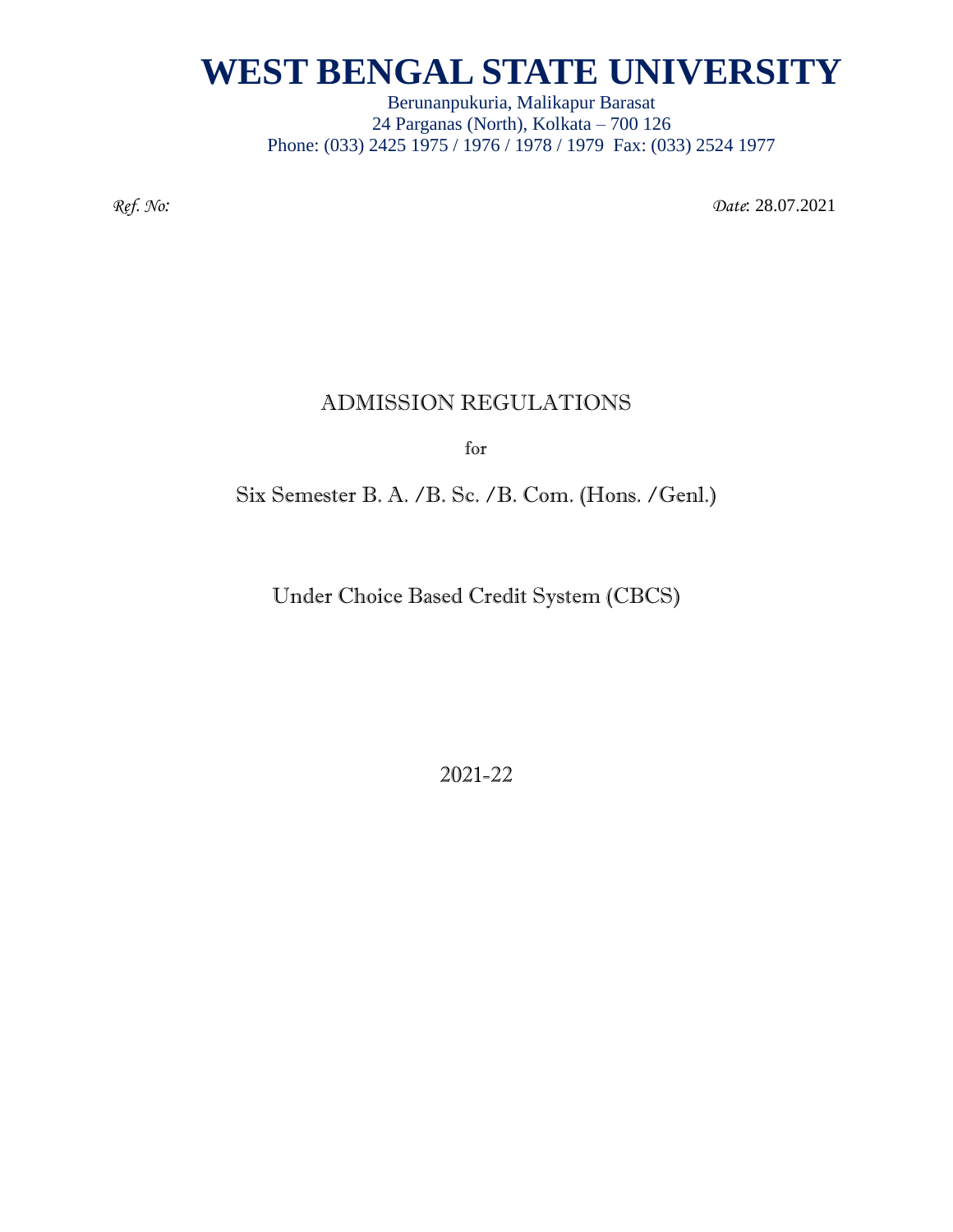# WEST BENGAL STATE UNIVERSITY

Berunanpukuria, Malikapur Barasat
24 Parganas (North), Kolkata – 700 126
Phone: (033) 2425 1975 / 1976 / 1978 / 1979 Fax: (033) 2524 1977

*Ref. No:*

*Date*: 28.07.2021

## ADMISSION REGULATIONS

for

## Six Semester B. A. /B. Sc. /B. Com. (Hons. /Genl.)

## Under Choice Based Credit System (CBCS)

2021-22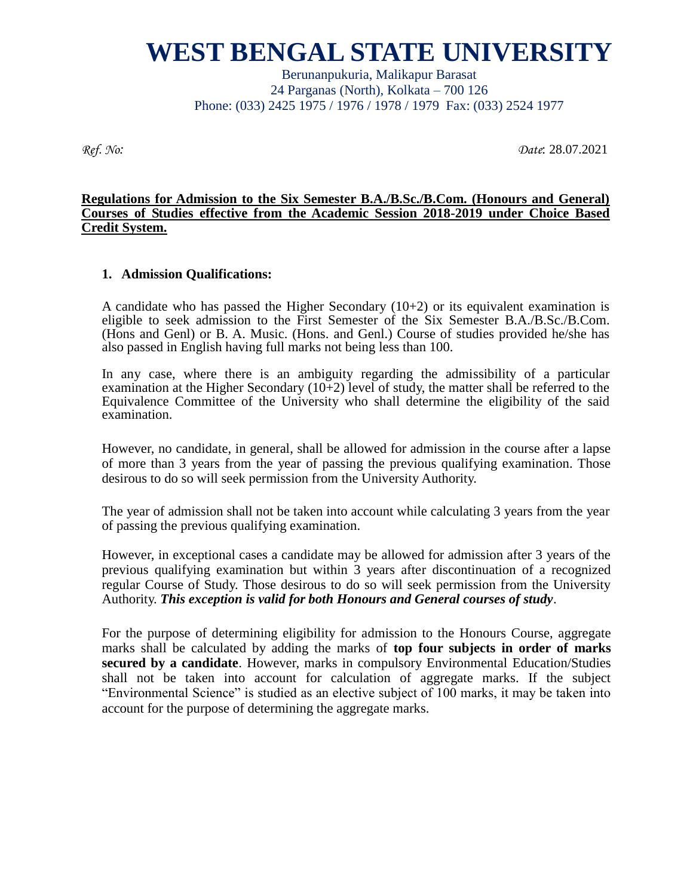# WEST BENGAL STATE UNIVERSITY

Berunanpukuria, Malikapur Barasat
24 Parganas (North), Kolkata – 700 126
Phone: (033) 2425 1975 / 1976 / 1978 / 1979 Fax: (033) 2524 1977

*Ref. No:* *Date*: 28.07.2021

**Regulations for Admission to the Six Semester B.A./B.Sc./B.Com. (Honours and General) Courses of Studies effective from the Academic Session 2018-2019 under Choice Based Credit System.**

1. **Admission Qualifications:**

A candidate who has passed the Higher Secondary (10+2) or its equivalent examination is eligible to seek admission to the First Semester of the Six Semester B.A./B.Sc./B.Com. (Hons and Genl) or B. A. Music. (Hons. and Genl.) Course of studies provided he/she has also passed in English having full marks not being less than 100.

In any case, where there is an ambiguity regarding the admissibility of a particular examination at the Higher Secondary (10+2) level of study, the matter shall be referred to the Equivalence Committee of the University who shall determine the eligibility of the said examination.

However, no candidate, in general, shall be allowed for admission in the course after a lapse of more than 3 years from the year of passing the previous qualifying examination. Those desirous to do so will seek permission from the University Authority.

The year of admission shall not be taken into account while calculating 3 years from the year of passing the previous qualifying examination.

However, in exceptional cases a candidate may be allowed for admission after 3 years of the previous qualifying examination but within 3 years after discontinuation of a recognized regular Course of Study. Those desirous to do so will seek permission from the University Authority. ***This exception is valid for both Honours and General courses of study***.

For the purpose of determining eligibility for admission to the Honours Course, aggregate marks shall be calculated by adding the marks of **top four subjects in order of marks secured by a candidate**. However, marks in compulsory Environmental Education/Studies shall not be taken into account for calculation of aggregate marks. If the subject "Environmental Science" is studied as an elective subject of 100 marks, it may be taken into account for the purpose of determining the aggregate marks.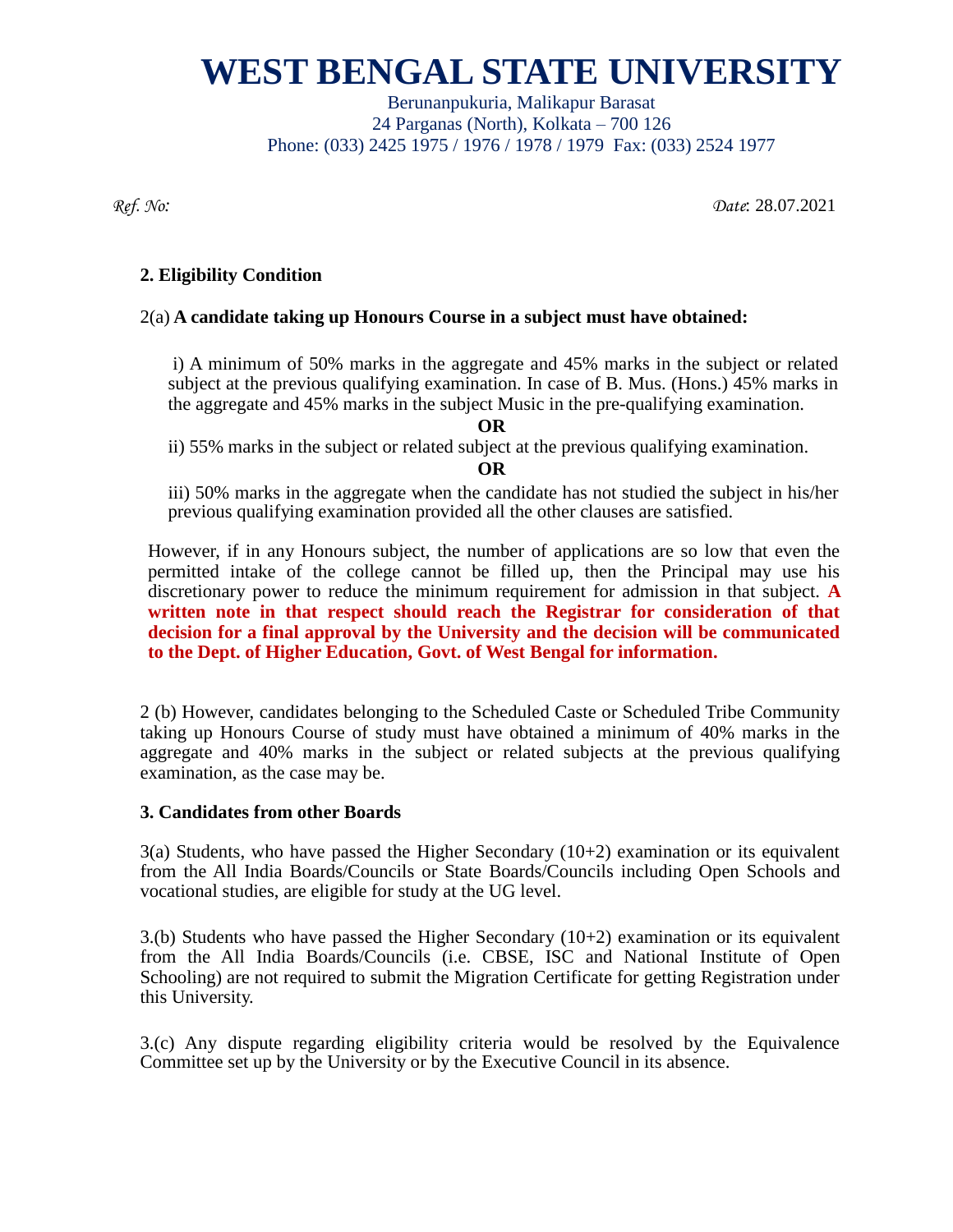# WEST BENGAL STATE UNIVERSITY

Berunanpukuria, Malikapur Barasat
24 Parganas (North), Kolkata – 700 126
Phone: (033) 2425 1975 / 1976 / 1978 / 1979 Fax: (033) 2524 1977

*Ref. No:*

*Date*: 28.07.2021

**2. Eligibility Condition**

2(a) **A candidate taking up Honours Course in a subject must have obtained:**

i) A minimum of 50% marks in the aggregate and 45% marks in the subject or related subject at the previous qualifying examination. In case of B. Mus. (Hons.) 45% marks in the aggregate and 45% marks in the subject Music in the pre-qualifying examination.

**OR**

ii) 55% marks in the subject or related subject at the previous qualifying examination.

**OR**

iii) 50% marks in the aggregate when the candidate has not studied the subject in his/her previous qualifying examination provided all the other clauses are satisfied.

However, if in any Honours subject, the number of applications are so low that even the permitted intake of the college cannot be filled up, then the Principal may use his discretionary power to reduce the minimum requirement for admission in that subject. **A written note in that respect should reach the Registrar for consideration of that decision for a final approval by the University and the decision will be communicated to the Dept. of Higher Education, Govt. of West Bengal for information.**

2 (b) However, candidates belonging to the Scheduled Caste or Scheduled Tribe Community taking up Honours Course of study must have obtained a minimum of 40% marks in the aggregate and 40% marks in the subject or related subjects at the previous qualifying examination, as the case may be.

**3. Candidates from other Boards**

3(a) Students, who have passed the Higher Secondary (10+2) examination or its equivalent from the All India Boards/Councils or State Boards/Councils including Open Schools and vocational studies, are eligible for study at the UG level.

3.(b) Students who have passed the Higher Secondary (10+2) examination or its equivalent from the All India Boards/Councils (i.e. CBSE, ISC and National Institute of Open Schooling) are not required to submit the Migration Certificate for getting Registration under this University.

3.(c) Any dispute regarding eligibility criteria would be resolved by the Equivalence Committee set up by the University or by the Executive Council in its absence.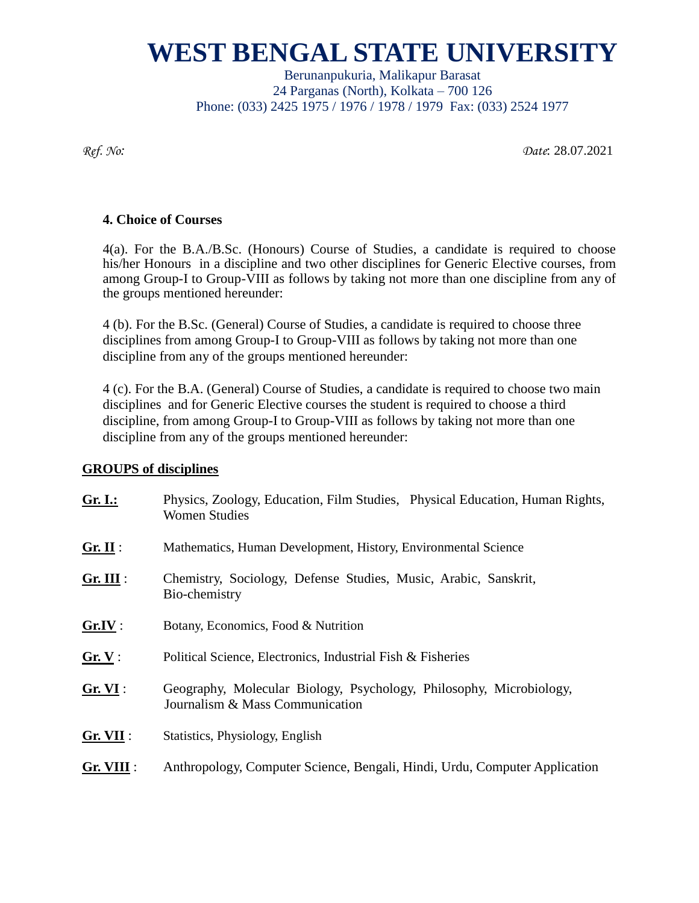# WEST BENGAL STATE UNIVERSITY

Berunanpukuria, Malikapur Barasat
24 Parganas (North), Kolkata – 700 126
Phone: (033) 2425 1975 / 1976 / 1978 / 1979 Fax: (033) 2524 1977

*Ref. No:* *Date*: 28.07.2021

**4. Choice of Courses**

4(a). For the B.A./B.Sc. (Honours) Course of Studies, a candidate is required to choose his/her Honours in a discipline and two other disciplines for Generic Elective courses, from among Group-I to Group-VIII as follows by taking not more than one discipline from any of the groups mentioned hereunder:

4 (b). For the B.Sc. (General) Course of Studies, a candidate is required to choose three disciplines from among Group-I to Group-VIII as follows by taking not more than one discipline from any of the groups mentioned hereunder:

4 (c). For the B.A. (General) Course of Studies, a candidate is required to choose two main disciplines and for Generic Elective courses the student is required to choose a third discipline, from among Group-I to Group-VIII as follows by taking not more than one discipline from any of the groups mentioned hereunder:

**GROUPS of disciplines**

**Gr. I.:** Physics, Zoology, Education, Film Studies, Physical Education, Human Rights, Women Studies

**Gr. II** : Mathematics, Human Development, History, Environmental Science

**Gr. III** : Chemistry, Sociology, Defense Studies, Music, Arabic, Sanskrit, Bio-chemistry

**Gr.IV** : Botany, Economics, Food & Nutrition

**Gr. V** : Political Science, Electronics, Industrial Fish & Fisheries

**Gr. VI** : Geography, Molecular Biology, Psychology, Philosophy, Microbiology, Journalism & Mass Communication

**Gr. VII** : Statistics, Physiology, English

**Gr. VIII** : Anthropology, Computer Science, Bengali, Hindi, Urdu, Computer Application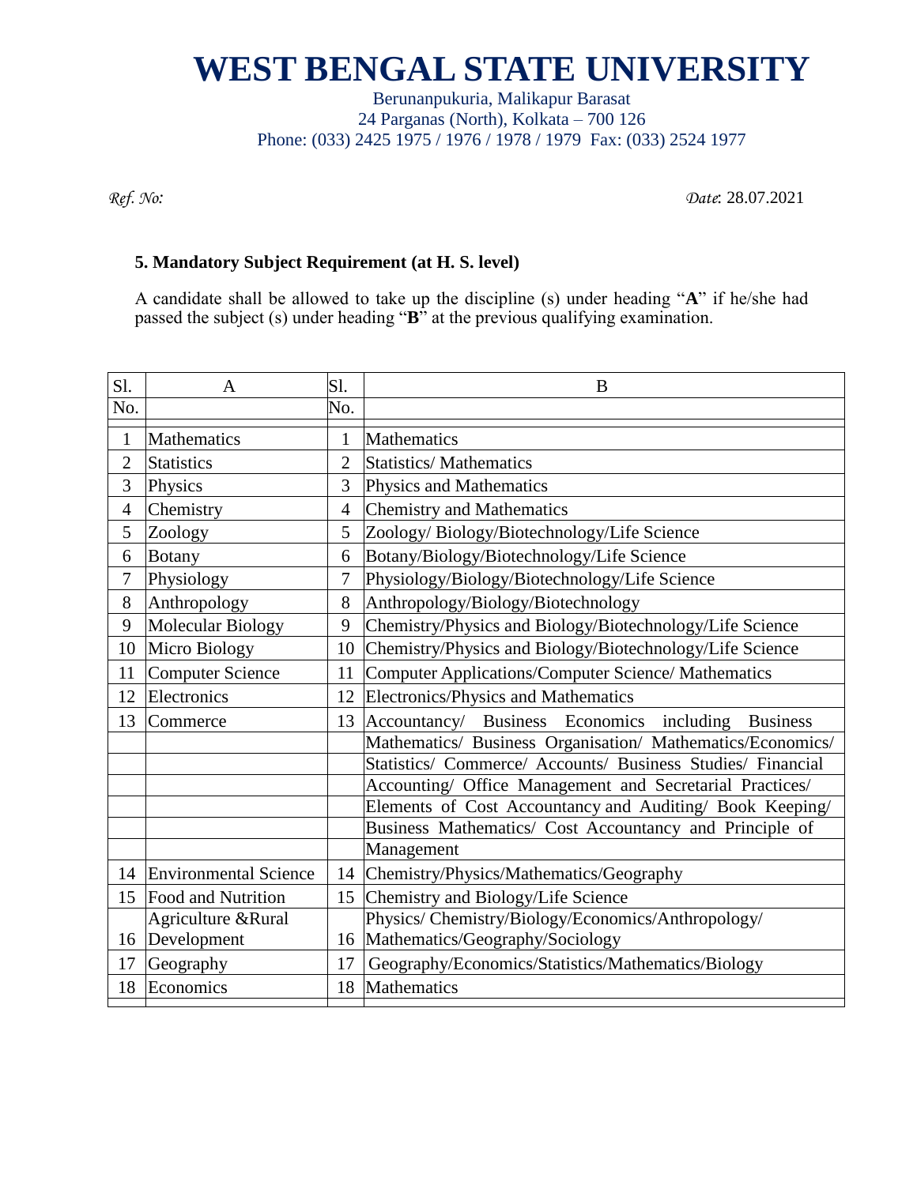# WEST BENGAL STATE UNIVERSITY

Berunanpukuria, Malikapur Barasat
24 Parganas (North), Kolkata – 700 126
Phone: (033) 2425 1975 / 1976 / 1978 / 1979 Fax: (033) 2524 1977

*Ref. No:* *Date*: 28.07.2021

### 5. Mandatory Subject Requirement (at H. S. level)

A candidate shall be allowed to take up the discipline (s) under heading "**A**" if he/she had passed the subject (s) under heading "**B**" at the previous qualifying examination.

| Sl. No. | A | Sl. No. | B |
|---|---|---|---|
| 1 | Mathematics | 1 | Mathematics |
| 2 | Statistics | 2 | Statistics/ Mathematics |
| 3 | Physics | 3 | Physics and Mathematics |
| 4 | Chemistry | 4 | Chemistry and Mathematics |
| 5 | Zoology | 5 | Zoology/ Biology/Biotechnology/Life Science |
| 6 | Botany | 6 | Botany/Biology/Biotechnology/Life Science |
| 7 | Physiology | 7 | Physiology/Biology/Biotechnology/Life Science |
| 8 | Anthropology | 8 | Anthropology/Biology/Biotechnology |
| 9 | Molecular Biology | 9 | Chemistry/Physics and Biology/Biotechnology/Life Science |
| 10 | Micro Biology | 10 | Chemistry/Physics and Biology/Biotechnology/Life Science |
| 11 | Computer Science | 11 | Computer Applications/Computer Science/ Mathematics |
| 12 | Electronics | 12 | Electronics/Physics and Mathematics |
| 13 | Commerce | 13 | Accountancy/ Business Economics including Business Mathematics/ Business Organisation/ Mathematics/Economics/ Statistics/ Commerce/ Accounts/ Business Studies/ Financial Accounting/ Office Management and Secretarial Practices/ Elements of Cost Accountancy and Auditing/ Book Keeping/ Business Mathematics/ Cost Accountancy and Principle of Management |
| 14 | Environmental Science | 14 | Chemistry/Physics/Mathematics/Geography |
| 15 | Food and Nutrition | 15 | Chemistry and Biology/Life Science |
| 16 | Agriculture &Rural Development | 16 | Physics/ Chemistry/Biology/Economics/Anthropology/ Mathematics/Geography/Sociology |
| 17 | Geography | 17 | Geography/Economics/Statistics/Mathematics/Biology |
| 18 | Economics | 18 | Mathematics |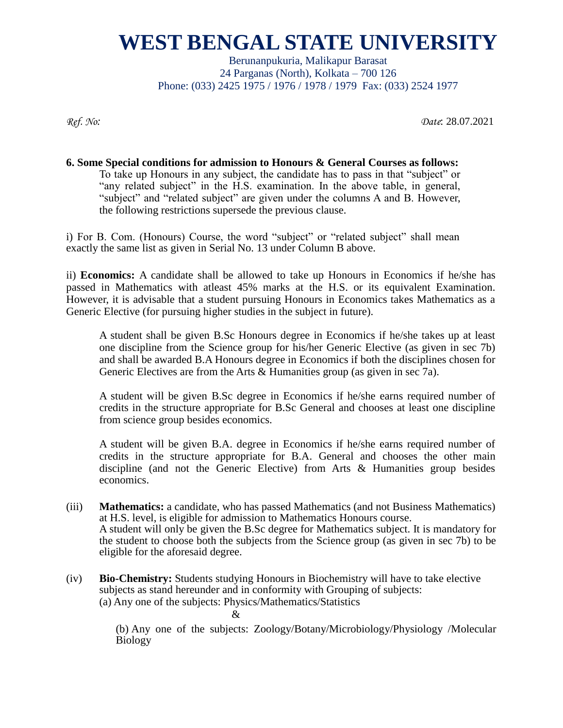# WEST BENGAL STATE UNIVERSITY

Berunanpukuria, Malikapur Barasat
24 Parganas (North), Kolkata – 700 126
Phone: (033) 2425 1975 / 1976 / 1978 / 1979 Fax: (033) 2524 1977

*Ref. No:* *Date*: 28.07.2021

**6. Some Special conditions for admission to Honours & General Courses as follows:**

To take up Honours in any subject, the candidate has to pass in that "subject" or "any related subject" in the H.S. examination. In the above table, in general, "subject" and "related subject" are given under the columns A and B. However, the following restrictions supersede the previous clause.

i) For B. Com. (Honours) Course, the word "subject" or "related subject" shall mean exactly the same list as given in Serial No. 13 under Column B above.

ii) **Economics:** A candidate shall be allowed to take up Honours in Economics if he/she has passed in Mathematics with atleast 45% marks at the H.S. or its equivalent Examination. However, it is advisable that a student pursuing Honours in Economics takes Mathematics as a Generic Elective (for pursuing higher studies in the subject in future).

A student shall be given B.Sc Honours degree in Economics if he/she takes up at least one discipline from the Science group for his/her Generic Elective (as given in sec 7b) and shall be awarded B.A Honours degree in Economics if both the disciplines chosen for Generic Electives are from the Arts & Humanities group (as given in sec 7a).

A student will be given B.Sc degree in Economics if he/she earns required number of credits in the structure appropriate for B.Sc General and chooses at least one discipline from science group besides economics.

A student will be given B.A. degree in Economics if he/she earns required number of credits in the structure appropriate for B.A. General and chooses the other main discipline (and not the Generic Elective) from Arts & Humanities group besides economics.

(iii) **Mathematics:** a candidate, who has passed Mathematics (and not Business Mathematics) at H.S. level, is eligible for admission to Mathematics Honours course.
A student will only be given the B.Sc degree for Mathematics subject. It is mandatory for the student to choose both the subjects from the Science group (as given in sec 7b) to be eligible for the aforesaid degree.

(iv) **Bio-Chemistry:** Students studying Honours in Biochemistry will have to take elective subjects as stand hereunder and in conformity with Grouping of subjects:
(a) Any one of the subjects: Physics/Mathematics/Statistics

&

(b) Any one of the subjects: Zoology/Botany/Microbiology/Physiology /Molecular Biology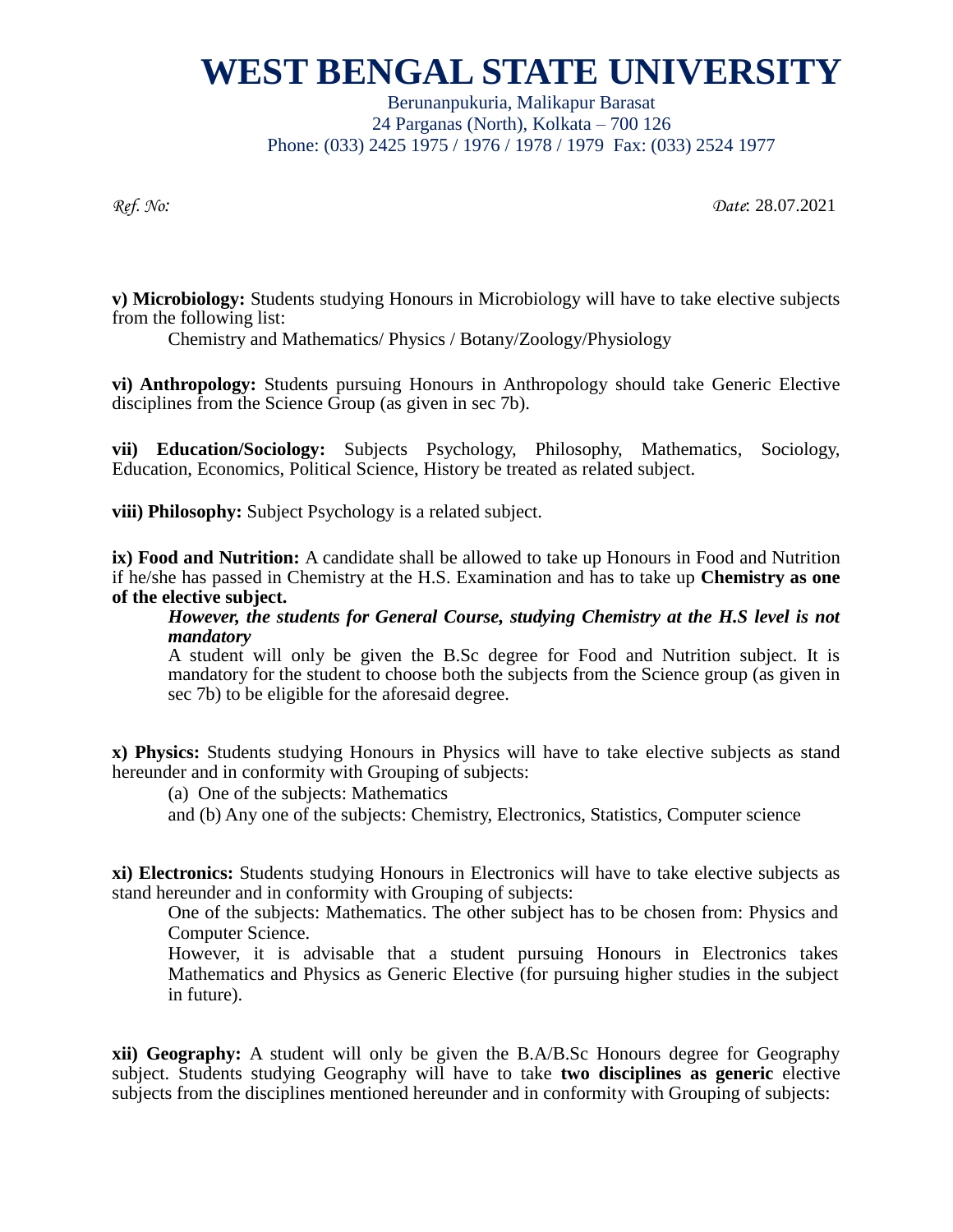# WEST BENGAL STATE UNIVERSITY

Berunanpukuria, Malikapur Barasat
24 Parganas (North), Kolkata – 700 126
Phone: (033) 2425 1975 / 1976 / 1978 / 1979 Fax: (033) 2524 1977

*Ref. No:* *Date*: 28.07.2021

**v) Microbiology:** Students studying Honours in Microbiology will have to take elective subjects from the following list:

Chemistry and Mathematics/ Physics / Botany/Zoology/Physiology

**vi) Anthropology:** Students pursuing Honours in Anthropology should take Generic Elective disciplines from the Science Group (as given in sec 7b).

**vii) Education/Sociology:** Subjects Psychology, Philosophy, Mathematics, Sociology, Education, Economics, Political Science, History be treated as related subject.

**viii) Philosophy:** Subject Psychology is a related subject.

**ix) Food and Nutrition:** A candidate shall be allowed to take up Honours in Food and Nutrition if he/she has passed in Chemistry at the H.S. Examination and has to take up **Chemistry as one of the elective subject.**

***However, the students for General Course, studying Chemistry at the H.S level is not mandatory***

A student will only be given the B.Sc degree for Food and Nutrition subject. It is mandatory for the student to choose both the subjects from the Science group (as given in sec 7b) to be eligible for the aforesaid degree.

**x) Physics:** Students studying Honours in Physics will have to take elective subjects as stand hereunder and in conformity with Grouping of subjects:

(a) One of the subjects: Mathematics

and (b) Any one of the subjects: Chemistry, Electronics, Statistics, Computer science

**xi) Electronics:** Students studying Honours in Electronics will have to take elective subjects as stand hereunder and in conformity with Grouping of subjects:

One of the subjects: Mathematics. The other subject has to be chosen from: Physics and Computer Science.

However, it is advisable that a student pursuing Honours in Electronics takes Mathematics and Physics as Generic Elective (for pursuing higher studies in the subject in future).

**xii) Geography:** A student will only be given the B.A/B.Sc Honours degree for Geography subject. Students studying Geography will have to take **two disciplines as generic** elective subjects from the disciplines mentioned hereunder and in conformity with Grouping of subjects: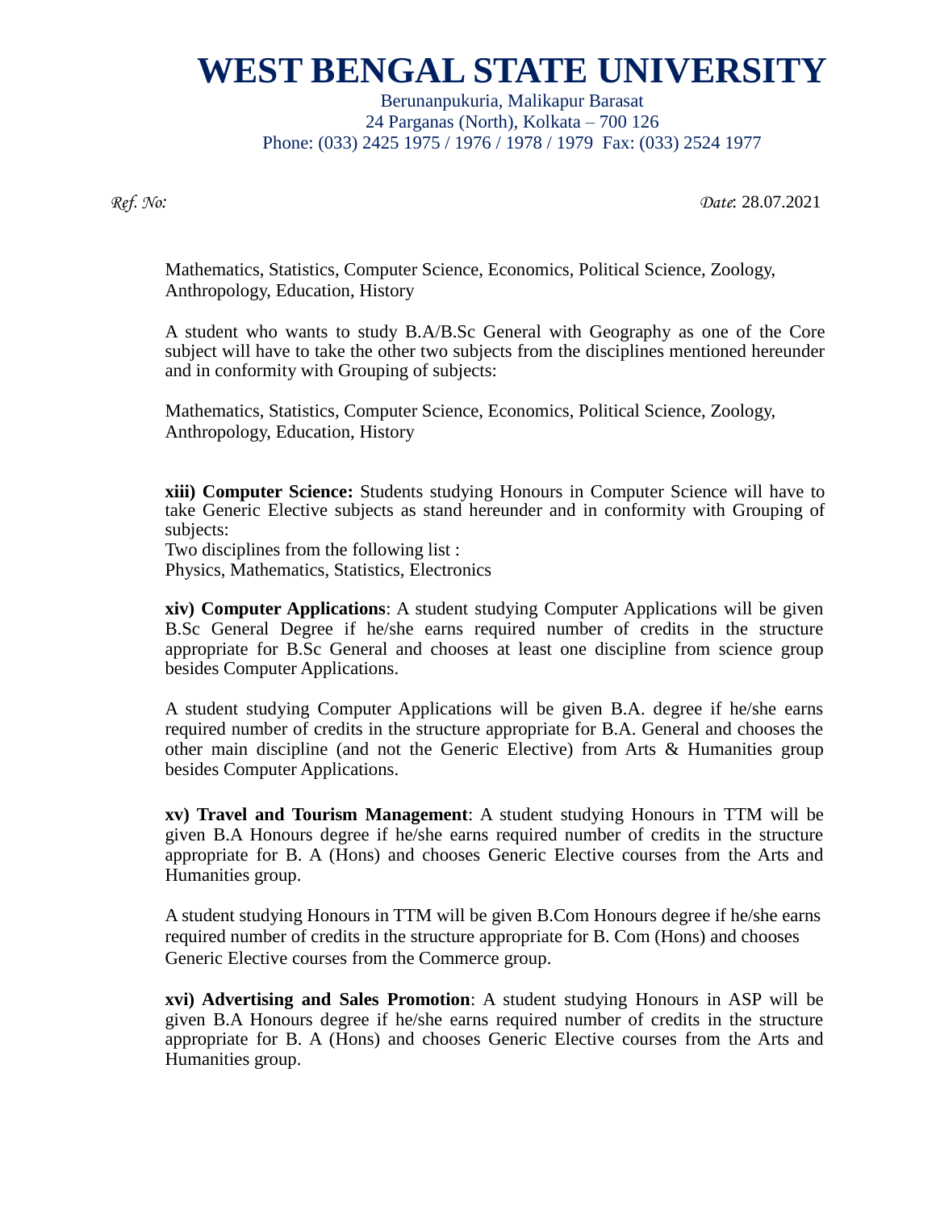# WEST BENGAL STATE UNIVERSITY

Berunanpukuria, Malikapur Barasat
24 Parganas (North), Kolkata – 700 126
Phone: (033) 2425 1975 / 1976 / 1978 / 1979 Fax: (033) 2524 1977

*Ref. No:* *Date*: 28.07.2021

Mathematics, Statistics, Computer Science, Economics, Political Science, Zoology, Anthropology, Education, History

A student who wants to study B.A/B.Sc General with Geography as one of the Core subject will have to take the other two subjects from the disciplines mentioned hereunder and in conformity with Grouping of subjects:

Mathematics, Statistics, Computer Science, Economics, Political Science, Zoology, Anthropology, Education, History

**xiii) Computer Science:** Students studying Honours in Computer Science will have to take Generic Elective subjects as stand hereunder and in conformity with Grouping of subjects:
Two disciplines from the following list :
Physics, Mathematics, Statistics, Electronics

**xiv) Computer Applications**: A student studying Computer Applications will be given B.Sc General Degree if he/she earns required number of credits in the structure appropriate for B.Sc General and chooses at least one discipline from science group besides Computer Applications.

A student studying Computer Applications will be given B.A. degree if he/she earns required number of credits in the structure appropriate for B.A. General and chooses the other main discipline (and not the Generic Elective) from Arts & Humanities group besides Computer Applications.

**xv) Travel and Tourism Management**: A student studying Honours in TTM will be given B.A Honours degree if he/she earns required number of credits in the structure appropriate for B. A (Hons) and chooses Generic Elective courses from the Arts and Humanities group.

A student studying Honours in TTM will be given B.Com Honours degree if he/she earns required number of credits in the structure appropriate for B. Com (Hons) and chooses Generic Elective courses from the Commerce group.

**xvi) Advertising and Sales Promotion**: A student studying Honours in ASP will be given B.A Honours degree if he/she earns required number of credits in the structure appropriate for B. A (Hons) and chooses Generic Elective courses from the Arts and Humanities group.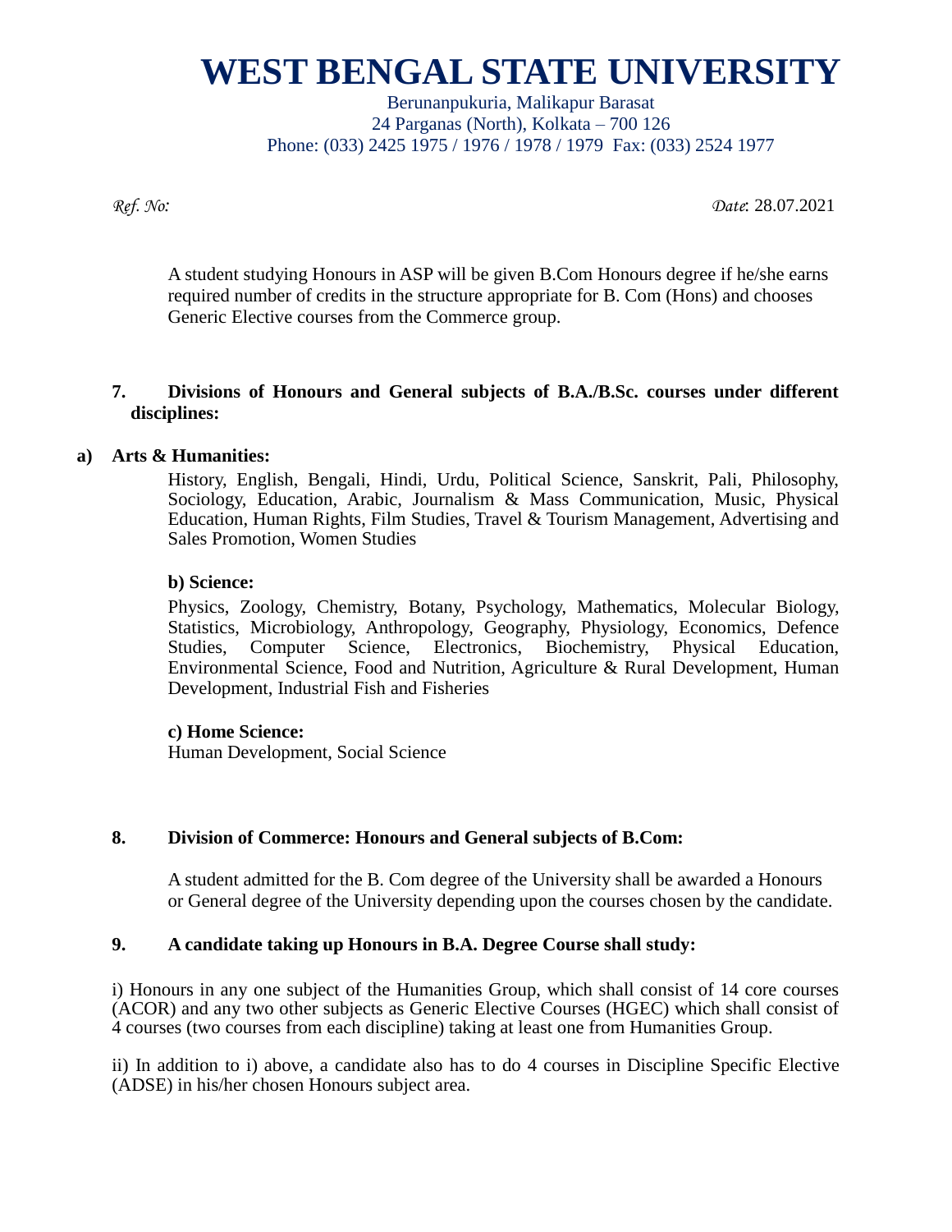# WEST BENGAL STATE UNIVERSITY

Berunanpukuria, Malikapur Barasat
24 Parganas (North), Kolkata – 700 126
Phone: (033) 2425 1975 / 1976 / 1978 / 1979 Fax: (033) 2524 1977

*Ref. No:* *Date*: 28.07.2021

A student studying Honours in ASP will be given B.Com Honours degree if he/she earns required number of credits in the structure appropriate for B. Com (Hons) and chooses Generic Elective courses from the Commerce group.

**7. Divisions of Honours and General subjects of B.A./B.Sc. courses under different disciplines:**

**a) Arts & Humanities:**

History, English, Bengali, Hindi, Urdu, Political Science, Sanskrit, Pali, Philosophy, Sociology, Education, Arabic, Journalism & Mass Communication, Music, Physical Education, Human Rights, Film Studies, Travel & Tourism Management, Advertising and Sales Promotion, Women Studies

**b) Science:**

Physics, Zoology, Chemistry, Botany, Psychology, Mathematics, Molecular Biology, Statistics, Microbiology, Anthropology, Geography, Physiology, Economics, Defence Studies, Computer Science, Electronics, Biochemistry, Physical Education, Environmental Science, Food and Nutrition, Agriculture & Rural Development, Human Development, Industrial Fish and Fisheries

**c) Home Science:**

Human Development, Social Science

**8. Division of Commerce: Honours and General subjects of B.Com:**

A student admitted for the B. Com degree of the University shall be awarded a Honours or General degree of the University depending upon the courses chosen by the candidate.

**9. A candidate taking up Honours in B.A. Degree Course shall study:**

i) Honours in any one subject of the Humanities Group, which shall consist of 14 core courses (ACOR) and any two other subjects as Generic Elective Courses (HGEC) which shall consist of 4 courses (two courses from each discipline) taking at least one from Humanities Group.

ii) In addition to i) above, a candidate also has to do 4 courses in Discipline Specific Elective (ADSE) in his/her chosen Honours subject area.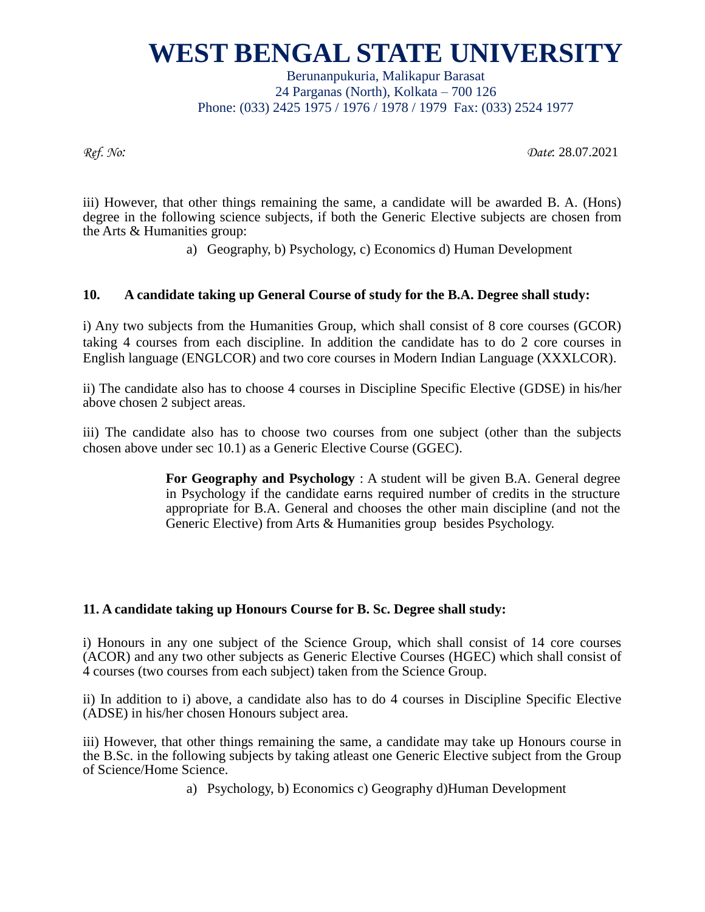iii) However, that other things remaining the same, a candidate will be awarded B. A. (Hons) degree in the following science subjects, if both the Generic Elective subjects are chosen from the Arts & Humanities group:

a) Geography, b) Psychology, c) Economics d) Human Development

**10. A candidate taking up General Course of study for the B.A. Degree shall study:**

i) Any two subjects from the Humanities Group, which shall consist of 8 core courses (GCOR) taking 4 courses from each discipline. In addition the candidate has to do 2 core courses in English language (ENGLCOR) and two core courses in Modern Indian Language (XXXLCOR).

ii) The candidate also has to choose 4 courses in Discipline Specific Elective (GDSE) in his/her above chosen 2 subject areas.

iii) The candidate also has to choose two courses from one subject (other than the subjects chosen above under sec 10.1) as a Generic Elective Course (GGEC).

> **For Geography and Psychology** : A student will be given B.A. General degree in Psychology if the candidate earns required number of credits in the structure appropriate for B.A. General and chooses the other main discipline (and not the Generic Elective) from Arts & Humanities group besides Psychology.

**11. A candidate taking up Honours Course for B. Sc. Degree shall study:**

i) Honours in any one subject of the Science Group, which shall consist of 14 core courses (ACOR) and any two other subjects as Generic Elective Courses (HGEC) which shall consist of 4 courses (two courses from each subject) taken from the Science Group.

ii) In addition to i) above, a candidate also has to do 4 courses in Discipline Specific Elective (ADSE) in his/her chosen Honours subject area.

iii) However, that other things remaining the same, a candidate may take up Honours course in the B.Sc. in the following subjects by taking atleast one Generic Elective subject from the Group of Science/Home Science.

a) Psychology, b) Economics c) Geography d)Human Development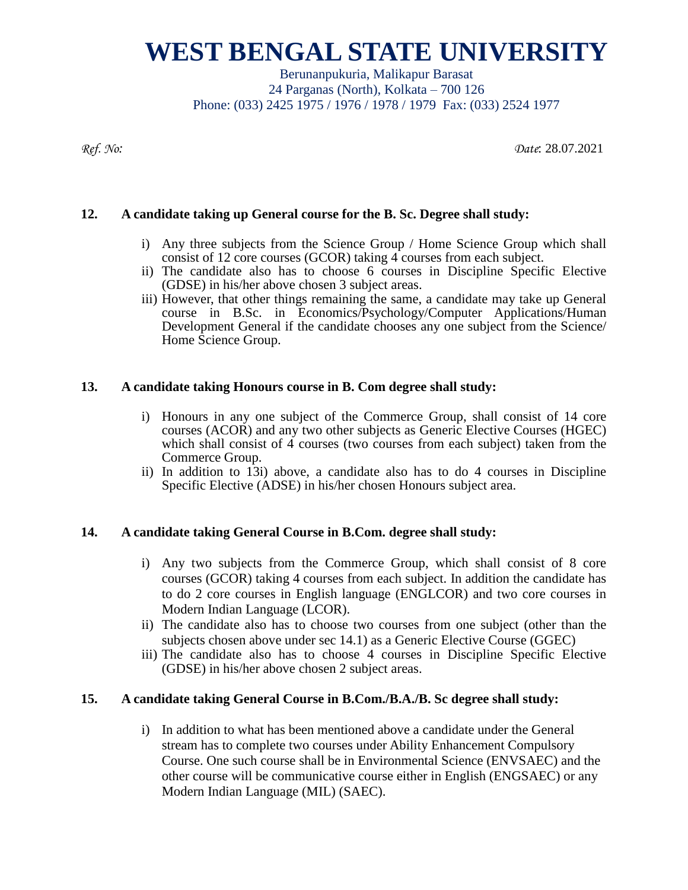# WEST BENGAL STATE UNIVERSITY

Berunanpukuria, Malikapur Barasat
24 Parganas (North), Kolkata – 700 126
Phone: (033) 2425 1975 / 1976 / 1978 / 1979 Fax: (033) 2524 1977

*Ref. No:* *Date*: 28.07.2021

**12. A candidate taking up General course for the B. Sc. Degree shall study:**

i) Any three subjects from the Science Group / Home Science Group which shall consist of 12 core courses (GCOR) taking 4 courses from each subject.
ii) The candidate also has to choose 6 courses in Discipline Specific Elective (GDSE) in his/her above chosen 3 subject areas.
iii) However, that other things remaining the same, a candidate may take up General course in B.Sc. in Economics/Psychology/Computer Applications/Human Development General if the candidate chooses any one subject from the Science/ Home Science Group.

**13. A candidate taking Honours course in B. Com degree shall study:**

i) Honours in any one subject of the Commerce Group, shall consist of 14 core courses (ACOR) and any two other subjects as Generic Elective Courses (HGEC) which shall consist of 4 courses (two courses from each subject) taken from the Commerce Group.
ii) In addition to 13i) above, a candidate also has to do 4 courses in Discipline Specific Elective (ADSE) in his/her chosen Honours subject area.

**14. A candidate taking General Course in B.Com. degree shall study:**

i) Any two subjects from the Commerce Group, which shall consist of 8 core courses (GCOR) taking 4 courses from each subject. In addition the candidate has to do 2 core courses in English language (ENGLCOR) and two core courses in Modern Indian Language (LCOR).
ii) The candidate also has to choose two courses from one subject (other than the subjects chosen above under sec 14.1) as a Generic Elective Course (GGEC)
iii) The candidate also has to choose 4 courses in Discipline Specific Elective (GDSE) in his/her above chosen 2 subject areas.

**15. A candidate taking General Course in B.Com./B.A./B. Sc degree shall study:**

i) In addition to what has been mentioned above a candidate under the General stream has to complete two courses under Ability Enhancement Compulsory Course. One such course shall be in Environmental Science (ENVSAEC) and the other course will be communicative course either in English (ENGSAEC) or any Modern Indian Language (MIL) (SAEC).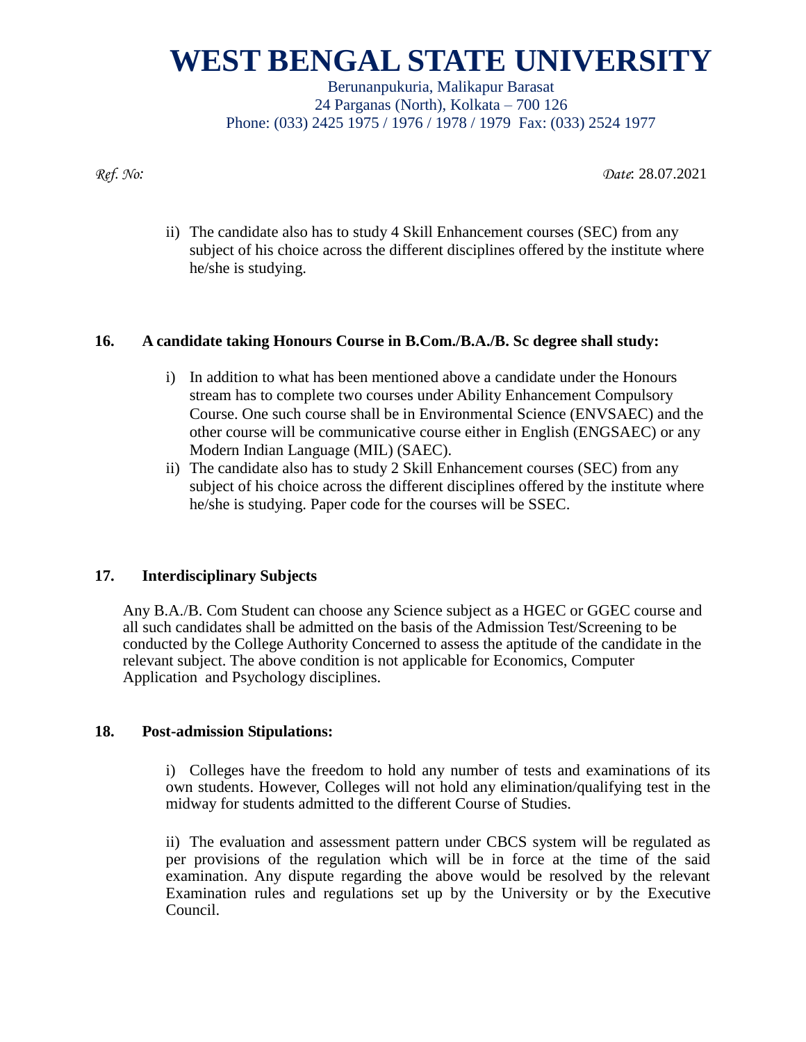ii) The candidate also has to study 4 Skill Enhancement courses (SEC) from any subject of his choice across the different disciplines offered by the institute where he/she is studying.

**16. A candidate taking Honours Course in B.Com./B.A./B. Sc degree shall study:**

i) In addition to what has been mentioned above a candidate under the Honours stream has to complete two courses under Ability Enhancement Compulsory Course. One such course shall be in Environmental Science (ENVSAEC) and the other course will be communicative course either in English (ENGSAEC) or any Modern Indian Language (MIL) (SAEC).

ii) The candidate also has to study 2 Skill Enhancement courses (SEC) from any subject of his choice across the different disciplines offered by the institute where he/she is studying. Paper code for the courses will be SSEC.

**17. Interdisciplinary Subjects**

Any B.A./B. Com Student can choose any Science subject as a HGEC or GGEC course and all such candidates shall be admitted on the basis of the Admission Test/Screening to be conducted by the College Authority Concerned to assess the aptitude of the candidate in the relevant subject. The above condition is not applicable for Economics, Computer Application and Psychology disciplines.

**18. Post-admission Stipulations:**

i) Colleges have the freedom to hold any number of tests and examinations of its own students. However, Colleges will not hold any elimination/qualifying test in the midway for students admitted to the different Course of Studies.

ii) The evaluation and assessment pattern under CBCS system will be regulated as per provisions of the regulation which will be in force at the time of the said examination. Any dispute regarding the above would be resolved by the relevant Examination rules and regulations set up by the University or by the Executive Council.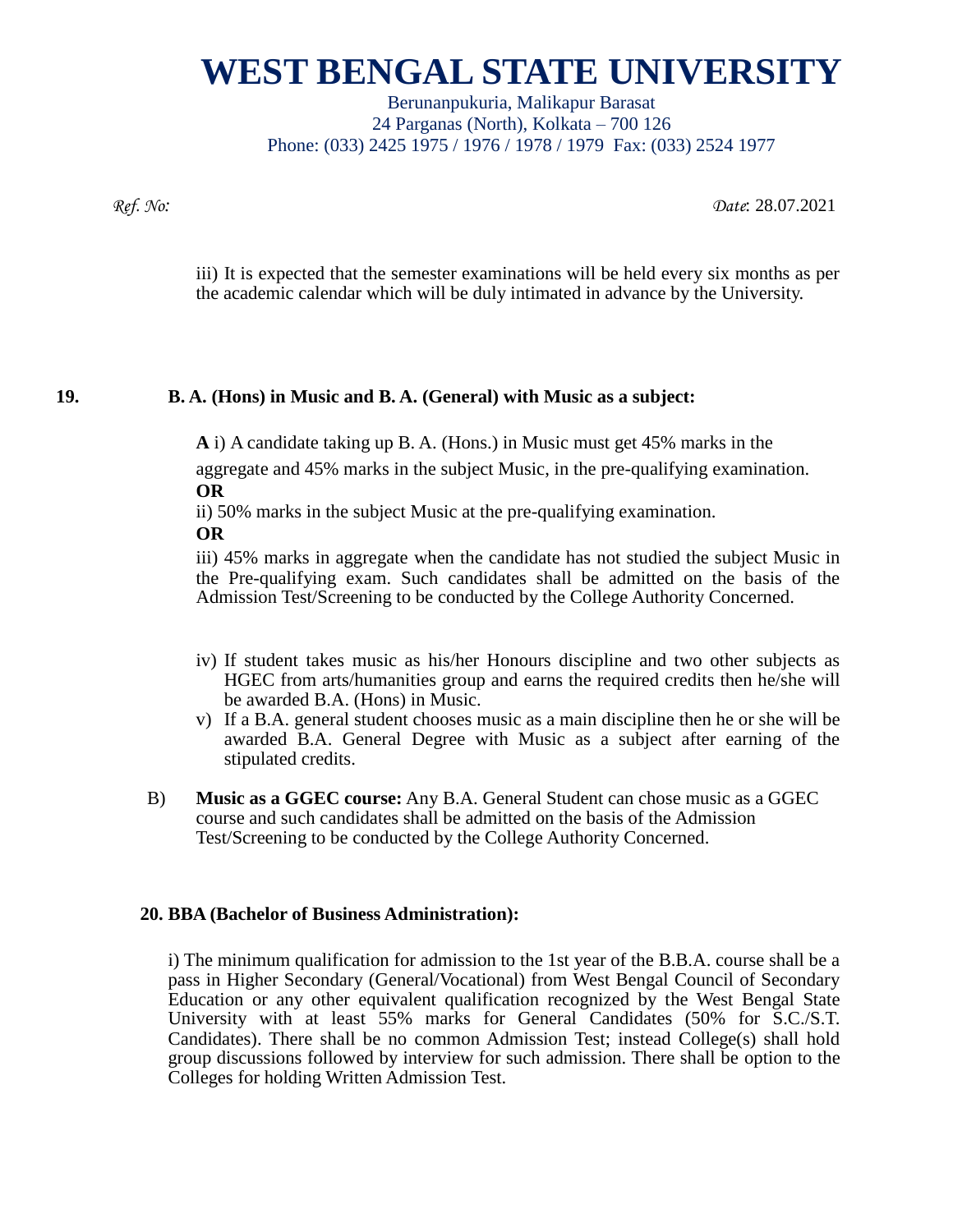# WEST BENGAL STATE UNIVERSITY

Berunanpukuria, Malikapur Barasat
24 Parganas (North), Kolkata – 700 126
Phone: (033) 2425 1975 / 1976 / 1978 / 1979 Fax: (033) 2524 1977

*Ref. No:* *Date*: 28.07.2021

iii) It is expected that the semester examinations will be held every six months as per the academic calendar which will be duly intimated in advance by the University.

**19. B. A. (Hons) in Music and B. A. (General) with Music as a subject:**

**A** i) A candidate taking up B. A. (Hons.) in Music must get 45% marks in the aggregate and 45% marks in the subject Music, in the pre-qualifying examination.

**OR**

ii) 50% marks in the subject Music at the pre-qualifying examination.

**OR**

iii) 45% marks in aggregate when the candidate has not studied the subject Music in the Pre-qualifying exam. Such candidates shall be admitted on the basis of the Admission Test/Screening to be conducted by the College Authority Concerned.

iv) If student takes music as his/her Honours discipline and two other subjects as HGEC from arts/humanities group and earns the required credits then he/she will be awarded B.A. (Hons) in Music.

v) If a B.A. general student chooses music as a main discipline then he or she will be awarded B.A. General Degree with Music as a subject after earning of the stipulated credits.

B) **Music as a GGEC course:** Any B.A. General Student can chose music as a GGEC course and such candidates shall be admitted on the basis of the Admission Test/Screening to be conducted by the College Authority Concerned.

**20. BBA (Bachelor of Business Administration):**

i) The minimum qualification for admission to the 1st year of the B.B.A. course shall be a pass in Higher Secondary (General/Vocational) from West Bengal Council of Secondary Education or any other equivalent qualification recognized by the West Bengal State University with at least 55% marks for General Candidates (50% for S.C./S.T. Candidates). There shall be no common Admission Test; instead College(s) shall hold group discussions followed by interview for such admission. There shall be option to the Colleges for holding Written Admission Test.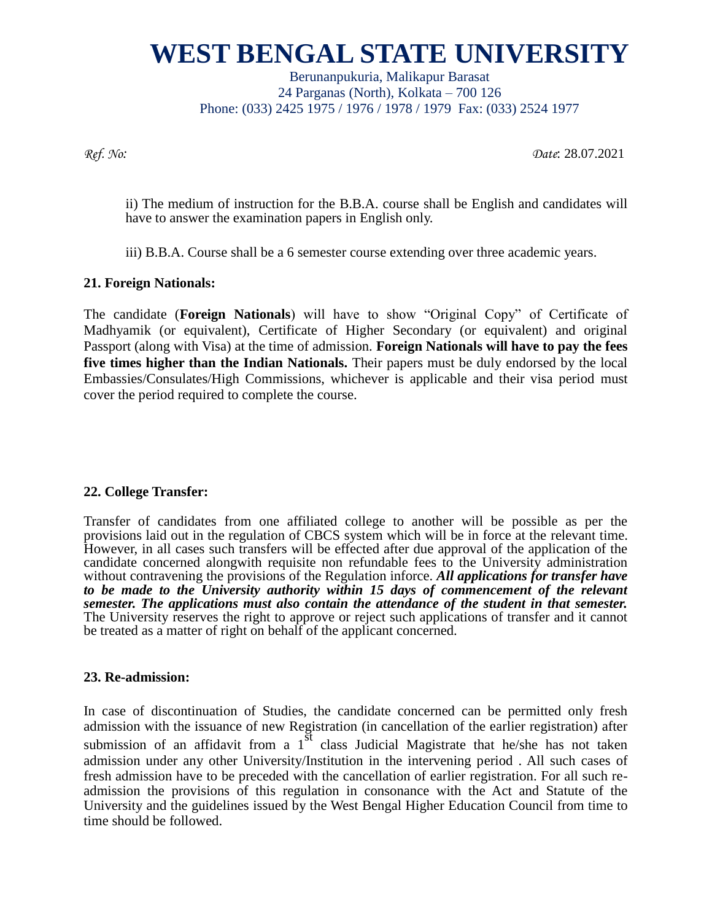ii) The medium of instruction for the B.B.A. course shall be English and candidates will have to answer the examination papers in English only.

iii) B.B.A. Course shall be a 6 semester course extending over three academic years.

**21. Foreign Nationals:**

The candidate (**Foreign Nationals**) will have to show "Original Copy" of Certificate of Madhyamik (or equivalent), Certificate of Higher Secondary (or equivalent) and original Passport (along with Visa) at the time of admission. **Foreign Nationals will have to pay the fees five times higher than the Indian Nationals.** Their papers must be duly endorsed by the local Embassies/Consulates/High Commissions, whichever is applicable and their visa period must cover the period required to complete the course.

**22. College Transfer:**

Transfer of candidates from one affiliated college to another will be possible as per the provisions laid out in the regulation of CBCS system which will be in force at the relevant time. However, in all cases such transfers will be effected after due approval of the application of the candidate concerned alongwith requisite non refundable fees to the University administration without contravening the provisions of the Regulation inforce. ***All applications for transfer have to be made to the University authority within 15 days of commencement of the relevant semester. The applications must also contain the attendance of the student in that semester.*** The University reserves the right to approve or reject such applications of transfer and it cannot be treated as a matter of right on behalf of the applicant concerned.

**23. Re-admission:**

In case of discontinuation of Studies, the candidate concerned can be permitted only fresh admission with the issuance of new Registration (in cancellation of the earlier registration) after submission of an affidavit from a 1st class Judicial Magistrate that he/she has not taken admission under any other University/Institution in the intervening period . All such cases of fresh admission have to be preceded with the cancellation of earlier registration. For all such re-admission the provisions of this regulation in consonance with the Act and Statute of the University and the guidelines issued by the West Bengal Higher Education Council from time to time should be followed.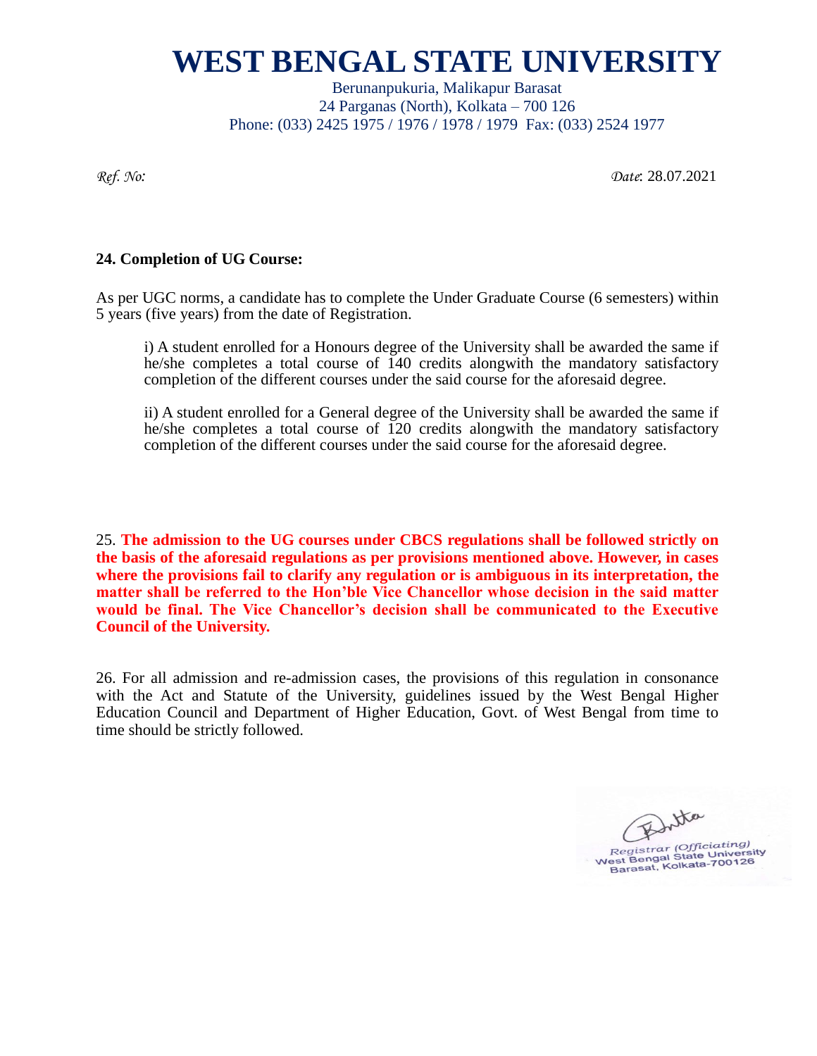# WEST BENGAL STATE UNIVERSITY

Berunanpukuria, Malikapur Barasat
24 Parganas (North), Kolkata – 700 126
Phone: (033) 2425 1975 / 1976 / 1978 / 1979 Fax: (033) 2524 1977

*Ref. No:*

*Date*: 28.07.2021

**24. Completion of UG Course:**

As per UGC norms, a candidate has to complete the Under Graduate Course (6 semesters) within 5 years (five years) from the date of Registration.

i) A student enrolled for a Honours degree of the University shall be awarded the same if he/she completes a total course of 140 credits alongwith the mandatory satisfactory completion of the different courses under the said course for the aforesaid degree.

ii) A student enrolled for a General degree of the University shall be awarded the same if he/she completes a total course of 120 credits alongwith the mandatory satisfactory completion of the different courses under the said course for the aforesaid degree.

25. **The admission to the UG courses under CBCS regulations shall be followed strictly on the basis of the aforesaid regulations as per provisions mentioned above. However, in cases where the provisions fail to clarify any regulation or is ambiguous in its interpretation, the matter shall be referred to the Hon'ble Vice Chancellor whose decision in the said matter would be final. The Vice Chancellor's decision shall be communicated to the Executive Council of the University.**

26. For all admission and re-admission cases, the provisions of this regulation in consonance with the Act and Statute of the University, guidelines issued by the West Bengal Higher Education Council and Department of Higher Education, Govt. of West Bengal from time to time should be strictly followed.

Registrar (Officiating)
West Bengal State University
Barasat, Kolkata-700126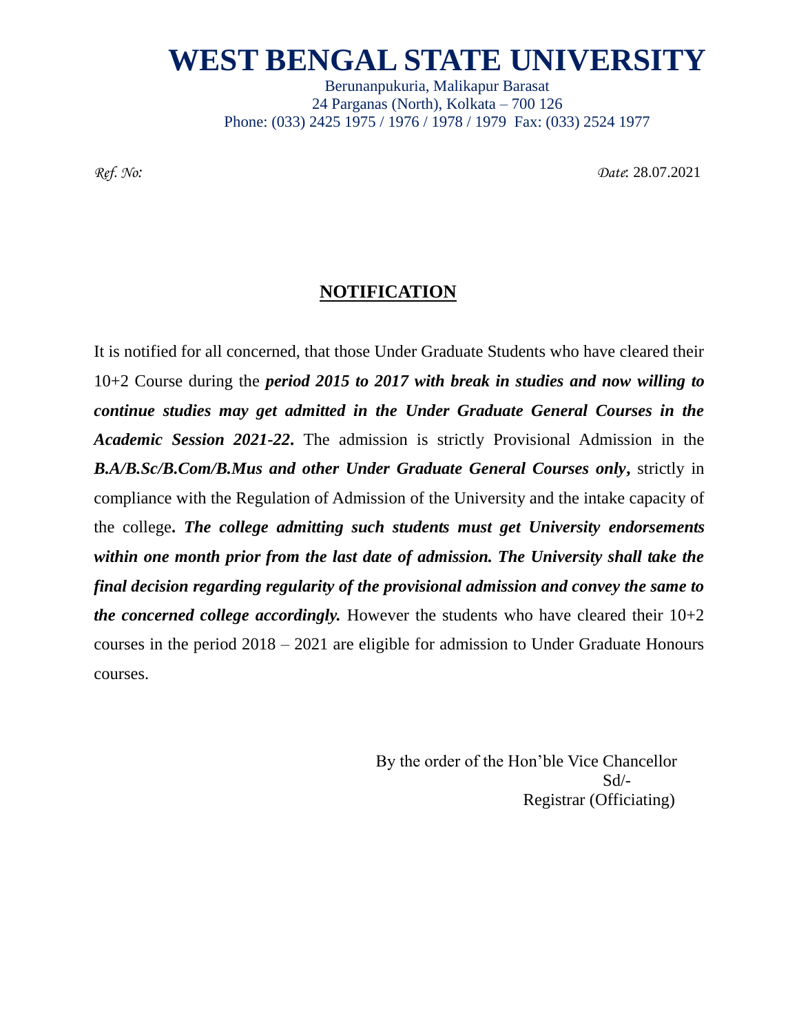# WEST BENGAL STATE UNIVERSITY

Berunanpukuria, Malikapur Barasat
24 Parganas (North), Kolkata – 700 126
Phone: (033) 2425 1975 / 1976 / 1978 / 1979 Fax: (033) 2524 1977

*Ref. No:* *Date*: 28.07.2021

## NOTIFICATION

It is notified for all concerned, that those Under Graduate Students who have cleared their 10+2 Course during the ***period 2015 to 2017 with break in studies and now willing to continue studies may get admitted in the Under Graduate General Courses in the Academic Session 2021-22.*** The admission is strictly Provisional Admission in the ***B.A/B.Sc/B.Com/B.Mus and other Under Graduate General Courses only*****,** strictly in compliance with the Regulation of Admission of the University and the intake capacity of the college**.** ***The college admitting such students must get University endorsements within one month prior from the last date of admission. The University shall take the final decision regarding regularity of the provisional admission and convey the same to the concerned college accordingly.*** However the students who have cleared their 10+2 courses in the period 2018 – 2021 are eligible for admission to Under Graduate Honours courses.

By the order of the Hon'ble Vice Chancellor
Sd/-
Registrar (Officiating)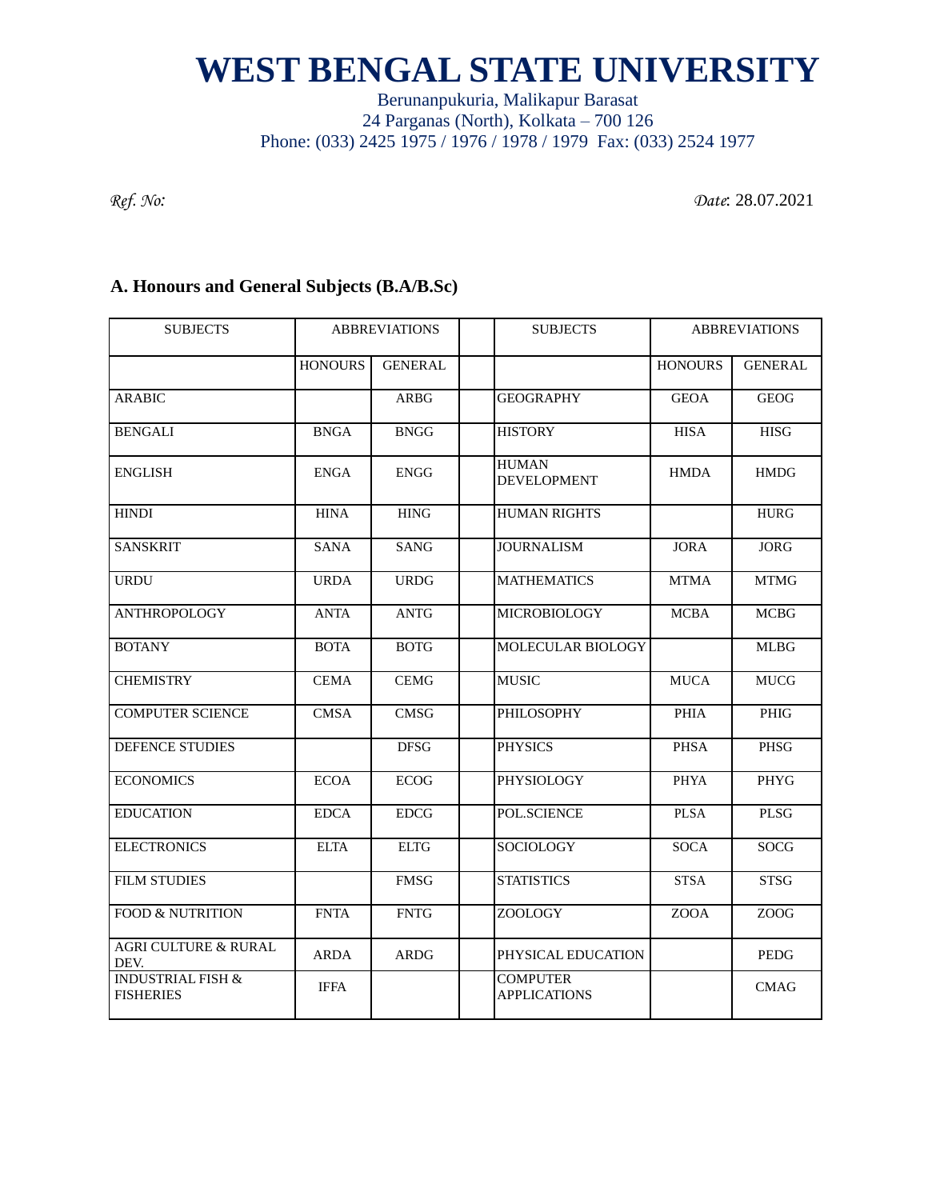# WEST BENGAL STATE UNIVERSITY

Berunanpukuria, Malikapur Barasat
24 Parganas (North), Kolkata – 700 126
Phone: (033) 2425 1975 / 1976 / 1978 / 1979 Fax: (033) 2524 1977

*Ref. No:*

*Date*: 28.07.2021

## A. Honours and General Subjects (B.A/B.Sc)

| SUBJECTS | ABBREVIATIONS | | | SUBJECTS | ABBREVIATIONS | |
|---|---|---|---|---|---|---|
| | HONOURS | GENERAL | | | HONOURS | GENERAL |
| ARABIC | | ARBG | | GEOGRAPHY | GEOA | GEOG |
| BENGALI | BNGA | BNGG | | HISTORY | HISA | HISG |
| ENGLISH | ENGA | ENGG | | HUMAN DEVELOPMENT | HMDA | HMDG |
| HINDI | HINA | HING | | HUMAN RIGHTS | | HURG |
| SANSKRIT | SANA | SANG | | JOURNALISM | JORA | JORG |
| URDU | URDA | URDG | | MATHEMATICS | MTMA | MTMG |
| ANTHROPOLOGY | ANTA | ANTG | | MICROBIOLOGY | MCBA | MCBG |
| BOTANY | BOTA | BOTG | | MOLECULAR BIOLOGY | | MLBG |
| CHEMISTRY | CEMA | CEMG | | MUSIC | MUCA | MUCG |
| COMPUTER SCIENCE | CMSA | CMSG | | PHILOSOPHY | PHIA | PHIG |
| DEFENCE STUDIES | | DFSG | | PHYSICS | PHSA | PHSG |
| ECONOMICS | ECOA | ECOG | | PHYSIOLOGY | PHYA | PHYG |
| EDUCATION | EDCA | EDCG | | POL.SCIENCE | PLSA | PLSG |
| ELECTRONICS | ELTA | ELTG | | SOCIOLOGY | SOCA | SOCG |
| FILM STUDIES | | FMSG | | STATISTICS | STSA | STSG |
| FOOD & NUTRITION | FNTA | FNTG | | ZOOLOGY | ZOOA | ZOOG |
| AGRI CULTURE & RURAL DEV. | ARDA | ARDG | | PHYSICAL EDUCATION | | PEDG |
| INDUSTRIAL FISH & FISHERIES | IFFA | | | COMPUTER APPLICATIONS | | CMAG |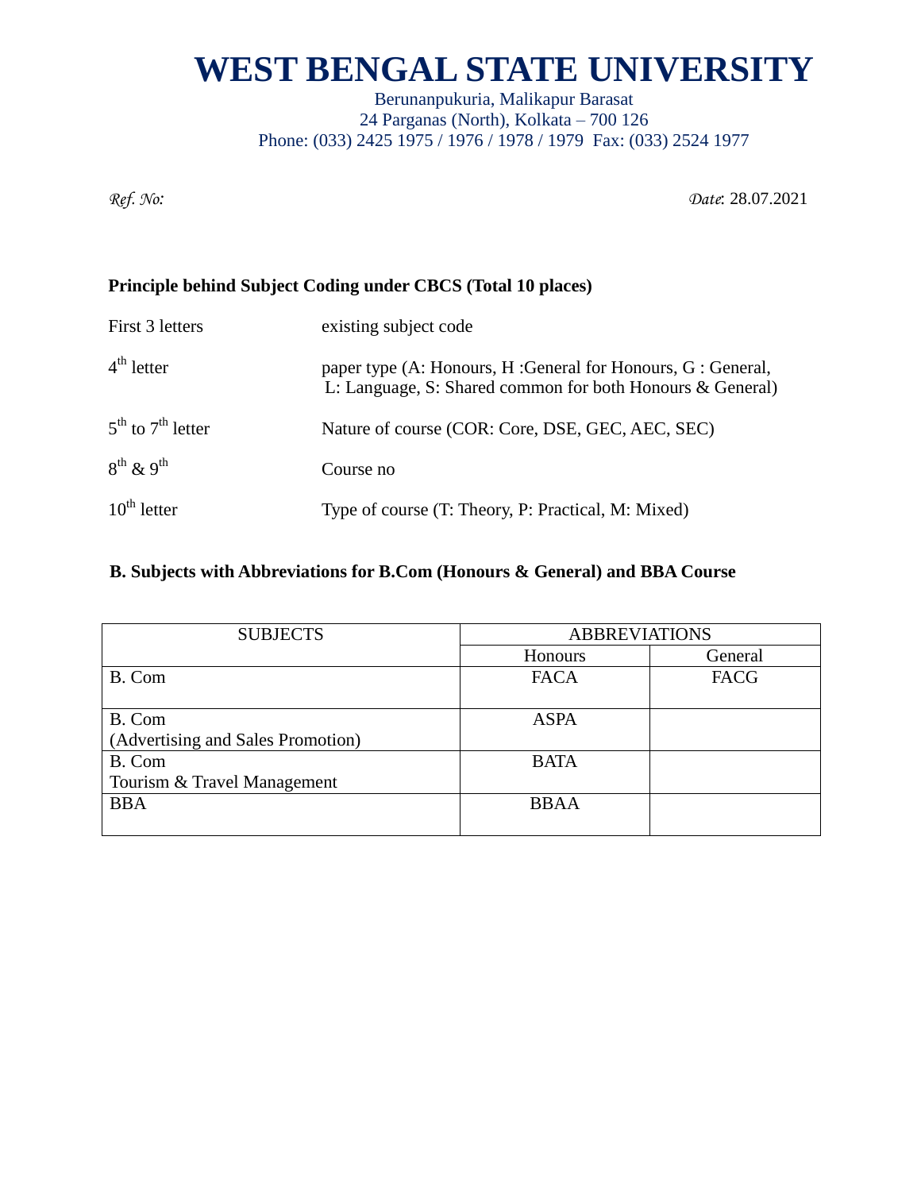# WEST BENGAL STATE UNIVERSITY

Berunanpukuria, Malikapur Barasat
24 Parganas (North), Kolkata – 700 126
Phone: (033) 2425 1975 / 1976 / 1978 / 1979 Fax: (033) 2524 1977

*Ref. No:*

*Date*: 28.07.2021

**Principle behind Subject Coding under CBCS (Total 10 places)**

| | |
|---|---|
| First 3 letters | existing subject code |
| 4th letter | paper type (A: Honours, H :General for Honours, G : General, L: Language, S: Shared common for both Honours & General) |
| 5th to 7th letter | Nature of course (COR: Core, DSE, GEC, AEC, SEC) |
| 8th & 9th | Course no |
| 10th letter | Type of course (T: Theory, P: Practical, M: Mixed) |

**B. Subjects with Abbreviations for B.Com (Honours & General) and BBA Course**

| SUBJECTS | ABBREVIATIONS | |
|---|---|---|
| | Honours | General |
| B. Com | FACA | FACG |
| B. Com (Advertising and Sales Promotion) | ASPA | |
| B. Com Tourism & Travel Management | BATA | |
| BBA | BBAA | |